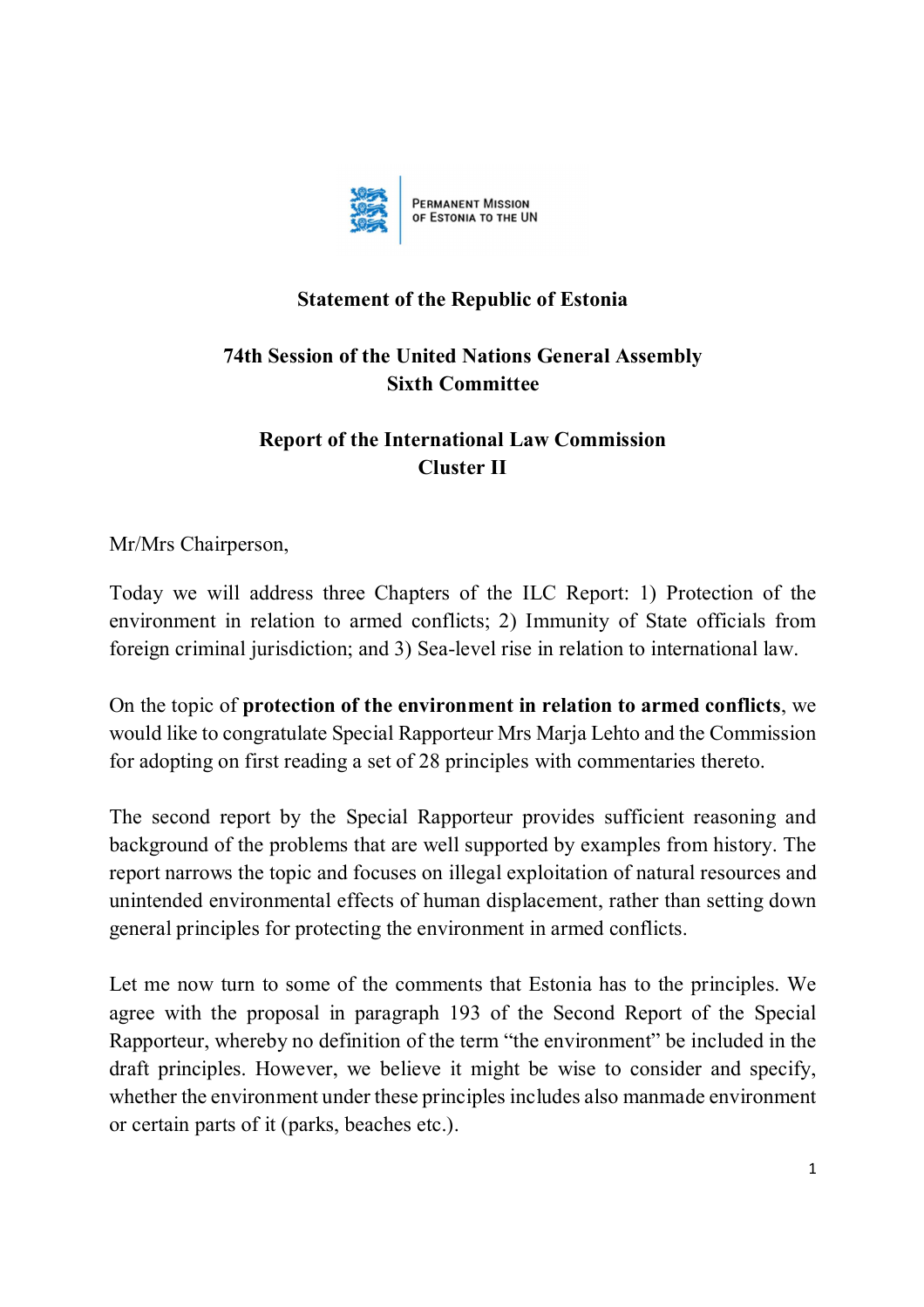PERMANENT MISSION OF ESTONIA TO THE UN

**Statement of the Republic of Estonia**

**74th Session of the United Nations General Assembly**
**Sixth Committee**

**Report of the International Law Commission**
**Cluster II**

Mr/Mrs Chairperson,

Today we will address three Chapters of the ILC Report: 1) Protection of the environment in relation to armed conflicts; 2) Immunity of State officials from foreign criminal jurisdiction; and 3) Sea-level rise in relation to international law.

On the topic of **protection of the environment in relation to armed conflicts**, we would like to congratulate Special Rapporteur Mrs Marja Lehto and the Commission for adopting on first reading a set of 28 principles with commentaries thereto.

The second report by the Special Rapporteur provides sufficient reasoning and background of the problems that are well supported by examples from history. The report narrows the topic and focuses on illegal exploitation of natural resources and unintended environmental effects of human displacement, rather than setting down general principles for protecting the environment in armed conflicts.

Let me now turn to some of the comments that Estonia has to the principles. We agree with the proposal in paragraph 193 of the Second Report of the Special Rapporteur, whereby no definition of the term "the environment" be included in the draft principles. However, we believe it might be wise to consider and specify, whether the environment under these principles includes also manmade environment or certain parts of it (parks, beaches etc.).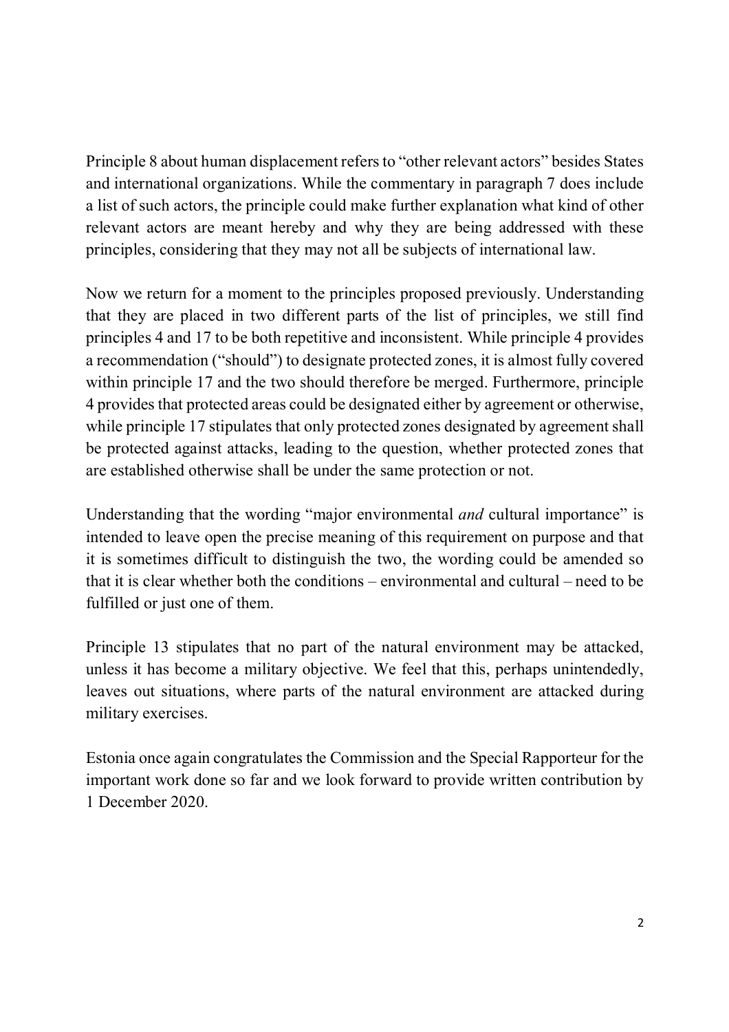Principle 8 about human displacement refers to "other relevant actors" besides States and international organizations. While the commentary in paragraph 7 does include a list of such actors, the principle could make further explanation what kind of other relevant actors are meant hereby and why they are being addressed with these principles, considering that they may not all be subjects of international law.

Now we return for a moment to the principles proposed previously. Understanding that they are placed in two different parts of the list of principles, we still find principles 4 and 17 to be both repetitive and inconsistent. While principle 4 provides a recommendation ("should") to designate protected zones, it is almost fully covered within principle 17 and the two should therefore be merged. Furthermore, principle 4 provides that protected areas could be designated either by agreement or otherwise, while principle 17 stipulates that only protected zones designated by agreement shall be protected against attacks, leading to the question, whether protected zones that are established otherwise shall be under the same protection or not.

Understanding that the wording "major environmental *and* cultural importance" is intended to leave open the precise meaning of this requirement on purpose and that it is sometimes difficult to distinguish the two, the wording could be amended so that it is clear whether both the conditions – environmental and cultural – need to be fulfilled or just one of them.

Principle 13 stipulates that no part of the natural environment may be attacked, unless it has become a military objective. We feel that this, perhaps unintendedly, leaves out situations, where parts of the natural environment are attacked during military exercises.

Estonia once again congratulates the Commission and the Special Rapporteur for the important work done so far and we look forward to provide written contribution by 1 December 2020.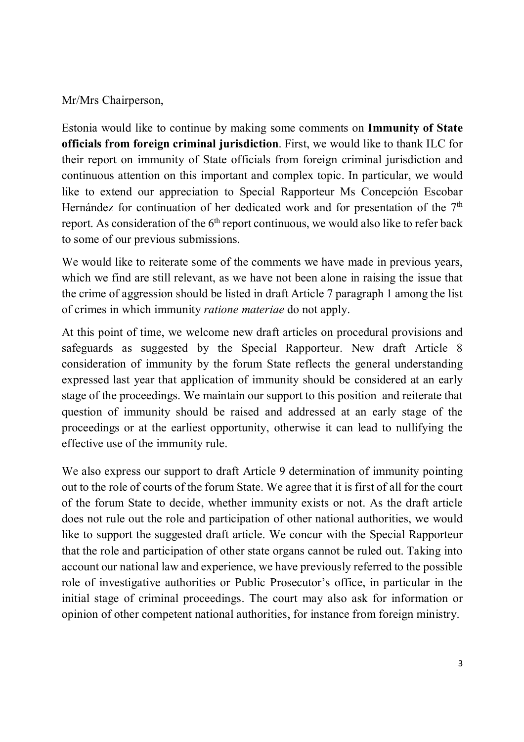Mr/Mrs Chairperson,

Estonia would like to continue by making some comments on **Immunity of State officials from foreign criminal jurisdiction**. First, we would like to thank ILC for their report on immunity of State officials from foreign criminal jurisdiction and continuous attention on this important and complex topic. In particular, we would like to extend our appreciation to Special Rapporteur Ms Concepción Escobar Hernández for continuation of her dedicated work and for presentation of the 7th report. As consideration of the 6th report continuous, we would also like to refer back to some of our previous submissions.

We would like to reiterate some of the comments we have made in previous years, which we find are still relevant, as we have not been alone in raising the issue that the crime of aggression should be listed in draft Article 7 paragraph 1 among the list of crimes in which immunity *ratione materiae* do not apply.

At this point of time, we welcome new draft articles on procedural provisions and safeguards as suggested by the Special Rapporteur. New draft Article 8 consideration of immunity by the forum State reflects the general understanding expressed last year that application of immunity should be considered at an early stage of the proceedings. We maintain our support to this position and reiterate that question of immunity should be raised and addressed at an early stage of the proceedings or at the earliest opportunity, otherwise it can lead to nullifying the effective use of the immunity rule.

We also express our support to draft Article 9 determination of immunity pointing out to the role of courts of the forum State. We agree that it is first of all for the court of the forum State to decide, whether immunity exists or not. As the draft article does not rule out the role and participation of other national authorities, we would like to support the suggested draft article. We concur with the Special Rapporteur that the role and participation of other state organs cannot be ruled out. Taking into account our national law and experience, we have previously referred to the possible role of investigative authorities or Public Prosecutor's office, in particular in the initial stage of criminal proceedings. The court may also ask for information or opinion of other competent national authorities, for instance from foreign ministry.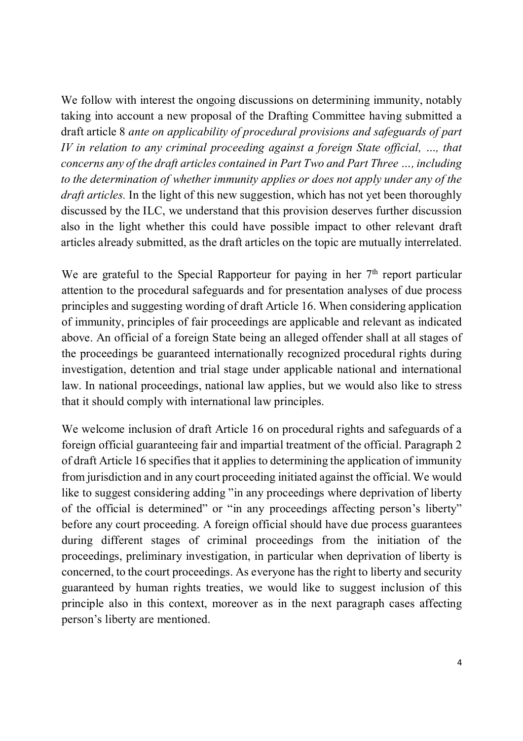We follow with interest the ongoing discussions on determining immunity, notably taking into account a new proposal of the Drafting Committee having submitted a draft article 8 *ante on applicability of procedural provisions and safeguards of part IV in relation to any criminal proceeding against a foreign State official, …, that concerns any of the draft articles contained in Part Two and Part Three …, including to the determination of whether immunity applies or does not apply under any of the draft articles.* In the light of this new suggestion, which has not yet been thoroughly discussed by the ILC, we understand that this provision deserves further discussion also in the light whether this could have possible impact to other relevant draft articles already submitted, as the draft articles on the topic are mutually interrelated.

We are grateful to the Special Rapporteur for paying in her 7th report particular attention to the procedural safeguards and for presentation analyses of due process principles and suggesting wording of draft Article 16. When considering application of immunity, principles of fair proceedings are applicable and relevant as indicated above. An official of a foreign State being an alleged offender shall at all stages of the proceedings be guaranteed internationally recognized procedural rights during investigation, detention and trial stage under applicable national and international law. In national proceedings, national law applies, but we would also like to stress that it should comply with international law principles.

We welcome inclusion of draft Article 16 on procedural rights and safeguards of a foreign official guaranteeing fair and impartial treatment of the official. Paragraph 2 of draft Article 16 specifies that it applies to determining the application of immunity from jurisdiction and in any court proceeding initiated against the official. We would like to suggest considering adding "in any proceedings where deprivation of liberty of the official is determined" or "in any proceedings affecting person's liberty" before any court proceeding. A foreign official should have due process guarantees during different stages of criminal proceedings from the initiation of the proceedings, preliminary investigation, in particular when deprivation of liberty is concerned, to the court proceedings. As everyone has the right to liberty and security guaranteed by human rights treaties, we would like to suggest inclusion of this principle also in this context, moreover as in the next paragraph cases affecting person's liberty are mentioned.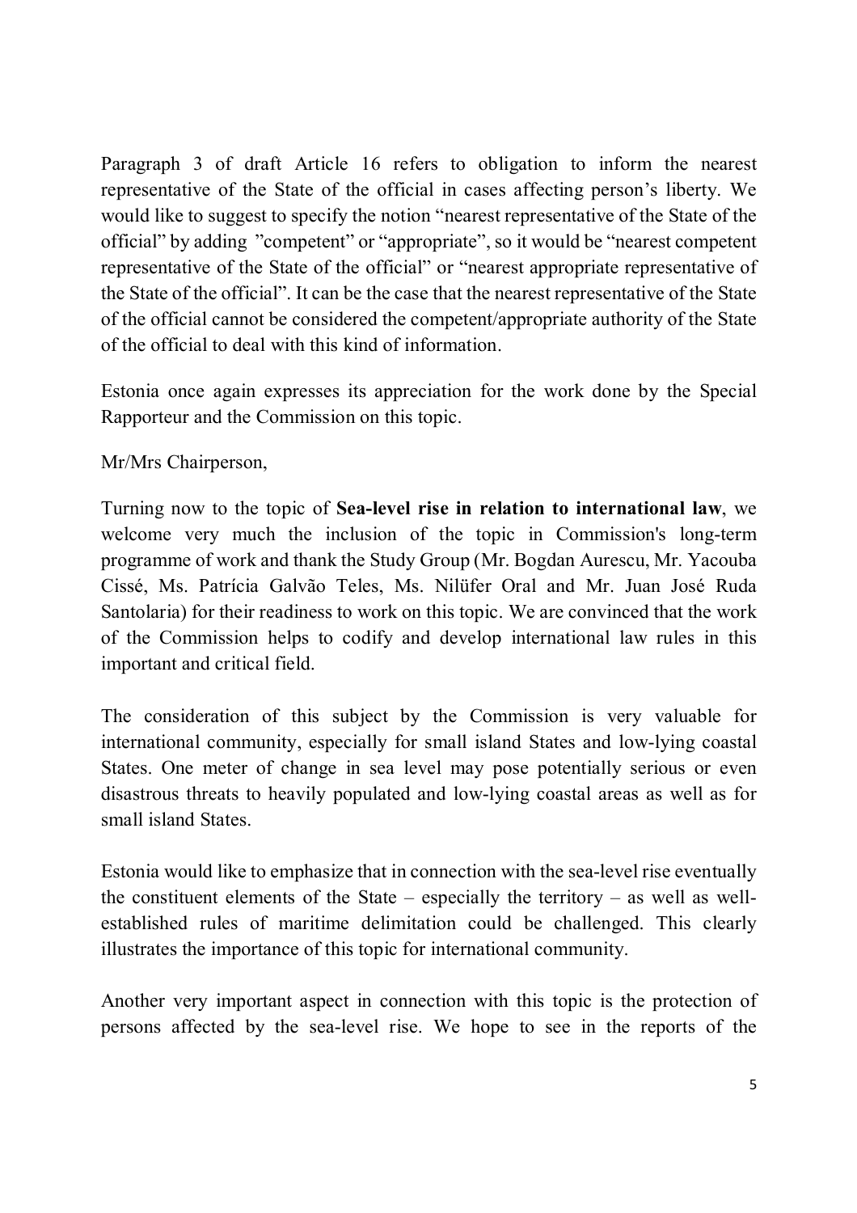Paragraph 3 of draft Article 16 refers to obligation to inform the nearest representative of the State of the official in cases affecting person's liberty. We would like to suggest to specify the notion "nearest representative of the State of the official" by adding "competent" or "appropriate", so it would be "nearest competent representative of the State of the official" or "nearest appropriate representative of the State of the official". It can be the case that the nearest representative of the State of the official cannot be considered the competent/appropriate authority of the State of the official to deal with this kind of information.

Estonia once again expresses its appreciation for the work done by the Special Rapporteur and the Commission on this topic.

Mr/Mrs Chairperson,

Turning now to the topic of **Sea-level rise in relation to international law**, we welcome very much the inclusion of the topic in Commission's long-term programme of work and thank the Study Group (Mr. Bogdan Aurescu, Mr. Yacouba Cissé, Ms. Patrícia Galvão Teles, Ms. Nilüfer Oral and Mr. Juan José Ruda Santolaria) for their readiness to work on this topic. We are convinced that the work of the Commission helps to codify and develop international law rules in this important and critical field.

The consideration of this subject by the Commission is very valuable for international community, especially for small island States and low-lying coastal States. One meter of change in sea level may pose potentially serious or even disastrous threats to heavily populated and low-lying coastal areas as well as for small island States.

Estonia would like to emphasize that in connection with the sea-level rise eventually the constituent elements of the State – especially the territory – as well as well-established rules of maritime delimitation could be challenged. This clearly illustrates the importance of this topic for international community.

Another very important aspect in connection with this topic is the protection of persons affected by the sea-level rise. We hope to see in the reports of the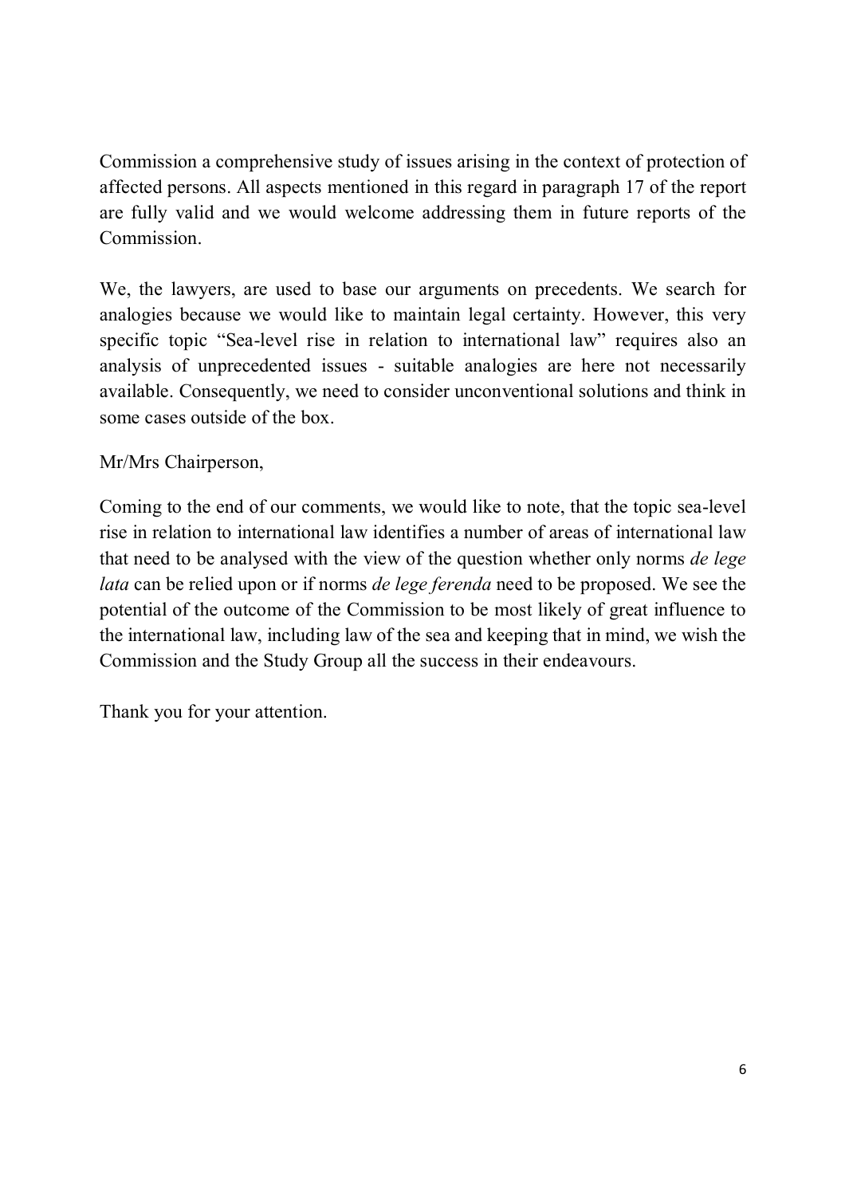Commission a comprehensive study of issues arising in the context of protection of affected persons. All aspects mentioned in this regard in paragraph 17 of the report are fully valid and we would welcome addressing them in future reports of the Commission.

We, the lawyers, are used to base our arguments on precedents. We search for analogies because we would like to maintain legal certainty. However, this very specific topic "Sea-level rise in relation to international law" requires also an analysis of unprecedented issues - suitable analogies are here not necessarily available. Consequently, we need to consider unconventional solutions and think in some cases outside of the box.

Mr/Mrs Chairperson,

Coming to the end of our comments, we would like to note, that the topic sea-level rise in relation to international law identifies a number of areas of international law that need to be analysed with the view of the question whether only norms *de lege lata* can be relied upon or if norms *de lege ferenda* need to be proposed. We see the potential of the outcome of the Commission to be most likely of great influence to the international law, including law of the sea and keeping that in mind, we wish the Commission and the Study Group all the success in their endeavours.

Thank you for your attention.